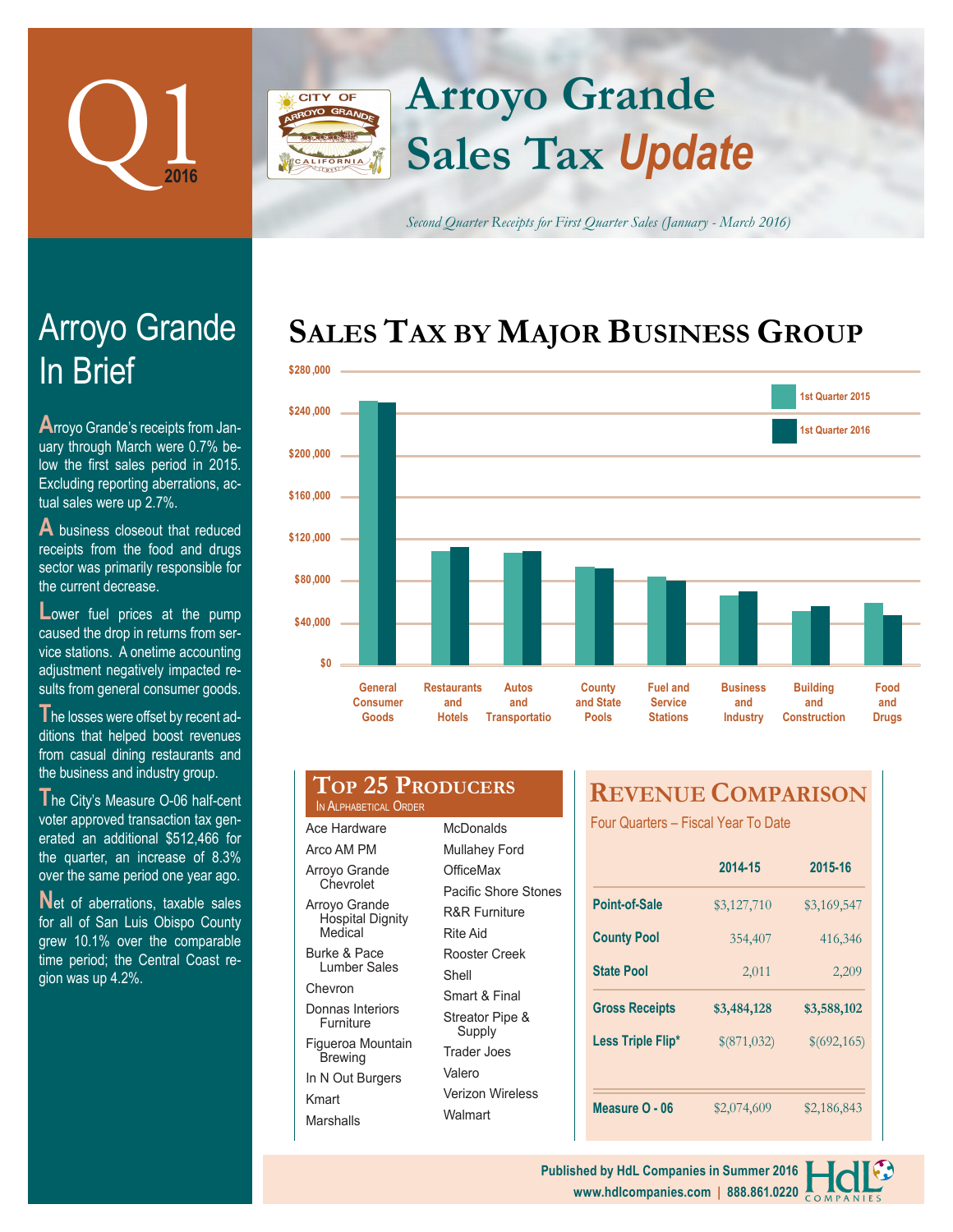# Q1 2016

# Arroyo Grande Sales Tax *Update*

*Second Quarter Receipts for First Quarter Sales (January - March 2016)*

## Arroyo Grande In Brief

Arroyo Grande's receipts from January through March were 0.7% below the first sales period in 2015. Excluding reporting aberrations, actual sales were up 2.7%.

A business closeout that reduced receipts from the food and drugs sector was primarily responsible for the current decrease.

Lower fuel prices at the pump caused the drop in returns from service stations. A onetime accounting adjustment negatively impacted results from general consumer goods.

The losses were offset by recent additions that helped boost revenues from casual dining restaurants and the business and industry group.

The City's Measure O-06 half-cent voter approved transaction tax generated an additional $512,466 for the quarter, an increase of 8.3% over the same period one year ago.

Net of aberrations, taxable sales for all of San Luis Obispo County grew 10.1% over the comparable time period; the Central Coast region was up 4.2%.

## Sales Tax by Major Business Group

Chart legend: 1st Quarter 2015, 1st Quarter 2016. Axis: $0 – $280,000.

Categories: General Consumer Goods; Restaurants and Hotels; Autos and Transportation; County and State Pools; Fuel and Service Stations; Business and Industry; Building and Construction; Food and Drugs

## Top 25 Producers

In Alphabetical Order

- Ace Hardware
- Arco AM PM
- Arroyo Grande Chevrolet
- Arroyo Grande Hospital Dignity Medical
- Burke & Pace Lumber Sales
- Chevron
- Donnas Interiors Furniture
- Figueroa Mountain Brewing
- In N Out Burgers
- Kmart
- Marshalls
- McDonalds
- Mullahey Ford
- OfficeMax
- Pacific Shore Stones
- R&R Furniture
- Rite Aid
- Rooster Creek
- Shell
- Smart & Final
- Streator Pipe & Supply
- Trader Joes
- Valero
- Verizon Wireless
- Walmart

## Revenue Comparison

Four Quarters – Fiscal Year To Date

| | 2014-15 | 2015-16 |
|---|---|---|
| Point-of-Sale | $3,127,710 | $3,169,547 |
| County Pool | 354,407 | 416,346 |
| State Pool | 2,011 | 2,209 |
| **Gross Receipts** | **$3,484,128** | **$3,588,102** |
| Less Triple Flip* | $(871,032) | $(692,165) |
| Measure O - 06 | $2,074,609 | $2,186,843 |

Published by HdL Companies in Summer 2016
www.hdlcompanies.com | 888.861.0220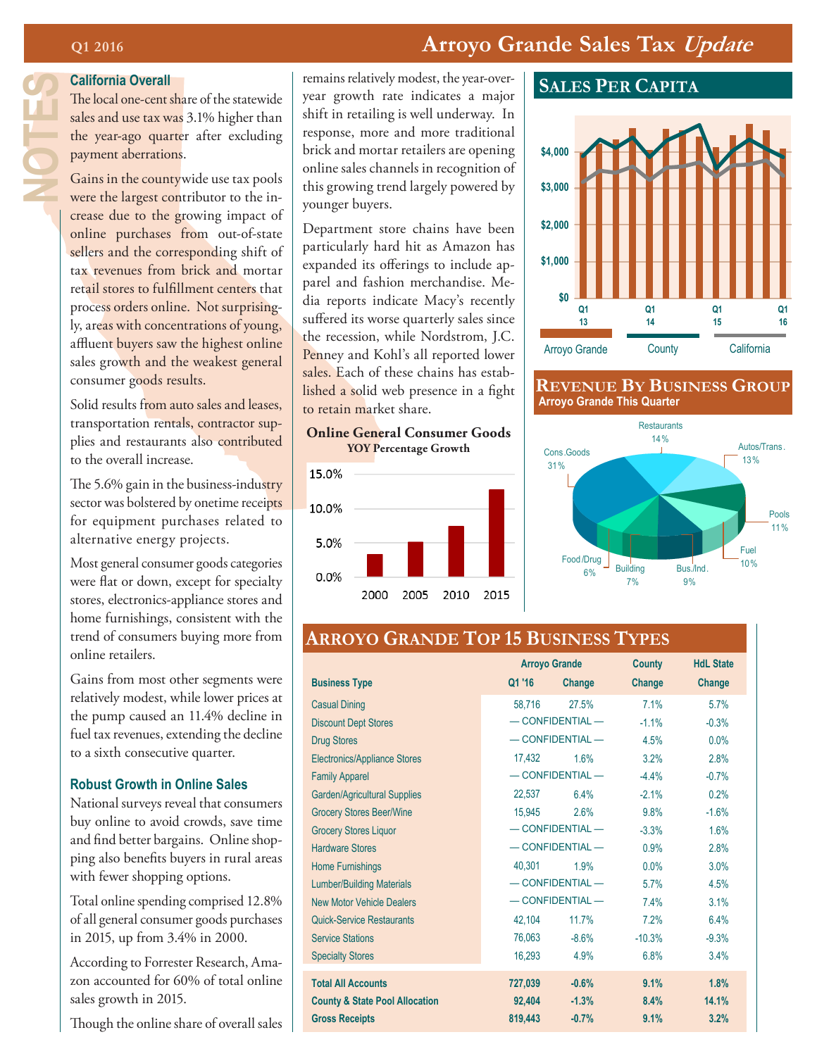## Q1 2016 — Arroyo Grande Sales Tax *Update*

NOTES

### California Overall

The local one-cent share of the statewide sales and use tax was 3.1% higher than the year-ago quarter after excluding payment aberrations.

Gains in the countywide use tax pools were the largest contributor to the increase due to the growing impact of online purchases from out-of-state sellers and the corresponding shift of tax revenues from brick and mortar retail stores to fulfillment centers that process orders online. Not surprisingly, areas with concentrations of young, affluent buyers saw the highest online sales growth and the weakest general consumer goods results.

Solid results from auto sales and leases, transportation rentals, contractor supplies and restaurants also contributed to the overall increase.

The 5.6% gain in the business-industry sector was bolstered by onetime receipts for equipment purchases related to alternative energy projects.

Most general consumer goods categories were flat or down, except for specialty stores, electronics-appliance stores and home furnishings, consistent with the trend of consumers buying more from online retailers.

Gains from most other segments were relatively modest, while lower prices at the pump caused an 11.4% decline in fuel tax revenues, extending the decline to a sixth consecutive quarter.

### Robust Growth in Online Sales

National surveys reveal that consumers buy online to avoid crowds, save time and find better bargains. Online shopping also benefits buyers in rural areas with fewer shopping options.

Total online spending comprised 12.8% of all general consumer goods purchases in 2015, up from 3.4% in 2000.

According to Forrester Research, Amazon accounted for 60% of total online sales growth in 2015.

Though the online share of overall sales remains relatively modest, the year-over-year growth rate indicates a major shift in retailing is well underway. In response, more and more traditional brick and mortar retailers are opening online sales channels in recognition of this growing trend largely powered by younger buyers.

Department store chains have been particularly hard hit as Amazon has expanded its offerings to include apparel and fashion merchandise. Media reports indicate Macy's recently suffered its worse quarterly sales since the recession, while Nordstrom, J.C. Penney and Kohl's all reported lower sales. Each of these chains has established a solid web presence in a fight to retain market share.

**Online General Consumer Goods**
**YOY Percentage Growth**

15.0%
10.0%
5.0%
0.0%
2000 2005 2010 2015

## Sales Per Capita

$4,000
$3,000
$2,000
$1,000
$0
Q1 13 Q1 14 Q1 15 Q1 16
Arroyo Grande County California

## Revenue By Business Group
Arroyo Grande This Quarter

Restaurants 14%
Autos/Trans. 13%
Pools 11%
Fuel 10%
Bus./Ind. 9%
Building 7%
Food/Drug 6%
Cons.Goods 31%

## Arroyo Grande Top 15 Business Types

| | Arroyo Grande | | County | HdL State |
|---|---|---|---|---|
| **Business Type** | **Q1 '16** | **Change** | **Change** | **Change** |
| Casual Dining | 58,716 | 27.5% | 7.1% | 5.7% |
| Discount Dept Stores | — CONFIDENTIAL — | | -1.1% | -0.3% |
| Drug Stores | — CONFIDENTIAL — | | 4.5% | 0.0% |
| Electronics/Appliance Stores | 17,432 | 1.6% | 3.2% | 2.8% |
| Family Apparel | — CONFIDENTIAL — | | -4.4% | -0.7% |
| Garden/Agricultural Supplies | 22,537 | 6.4% | -2.1% | 0.2% |
| Grocery Stores Beer/Wine | 15,945 | 2.6% | 9.8% | -1.6% |
| Grocery Stores Liquor | — CONFIDENTIAL — | | -3.3% | 1.6% |
| Hardware Stores | — CONFIDENTIAL — | | 0.9% | 2.8% |
| Home Furnishings | 40,301 | 1.9% | 0.0% | 3.0% |
| Lumber/Building Materials | — CONFIDENTIAL — | | 5.7% | 4.5% |
| New Motor Vehicle Dealers | — CONFIDENTIAL — | | 7.4% | 3.1% |
| Quick-Service Restaurants | 42,104 | 11.7% | 7.2% | 6.4% |
| Service Stations | 76,063 | -8.6% | -10.3% | -9.3% |
| Specialty Stores | 16,293 | 4.9% | 6.8% | 3.4% |
| **Total All Accounts** | **727,039** | **-0.6%** | **9.1%** | **1.8%** |
| **County & State Pool Allocation** | **92,404** | **-1.3%** | **8.4%** | **14.1%** |
| **Gross Receipts** | **819,443** | **-0.7%** | **9.1%** | **3.2%** |